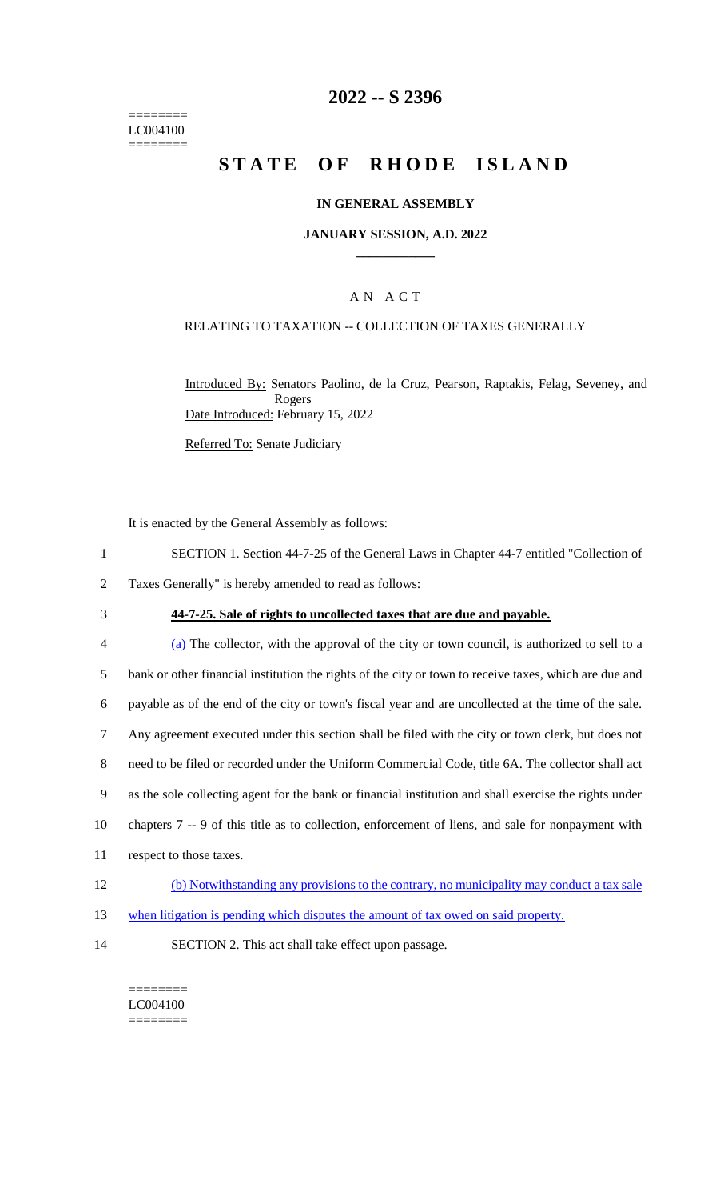========
LC004100
========

# 2022 -- S 2396

# STATE OF RHODE ISLAND

## IN GENERAL ASSEMBLY

### JANUARY SESSION, A.D. 2022

### A N A C T

RELATING TO TAXATION -- COLLECTION OF TAXES GENERALLY

Introduced By: Senators Paolino, de la Cruz, Pearson, Raptakis, Felag, Seveney, and Rogers
Date Introduced: February 15, 2022

Referred To: Senate Judiciary

It is enacted by the General Assembly as follows:

1 SECTION 1. Section 44-7-25 of the General Laws in Chapter 44-7 entitled "Collection of
2 Taxes Generally" is hereby amended to read as follows:

3 **44-7-25. Sale of rights to uncollected taxes that are due and payable.**

4 (a) The collector, with the approval of the city or town council, is authorized to sell to a
5 bank or other financial institution the rights of the city or town to receive taxes, which are due and
6 payable as of the end of the city or town's fiscal year and are uncollected at the time of the sale.
7 Any agreement executed under this section shall be filed with the city or town clerk, but does not
8 need to be filed or recorded under the Uniform Commercial Code, title 6A. The collector shall act
9 as the sole collecting agent for the bank or financial institution and shall exercise the rights under
10 chapters 7 -- 9 of this title as to collection, enforcement of liens, and sale for nonpayment with
11 respect to those taxes.

12 (b) Notwithstanding any provisions to the contrary, no municipality may conduct a tax sale
13 when litigation is pending which disputes the amount of tax owed on said property.

14 SECTION 2. This act shall take effect upon passage.

========
LC004100
========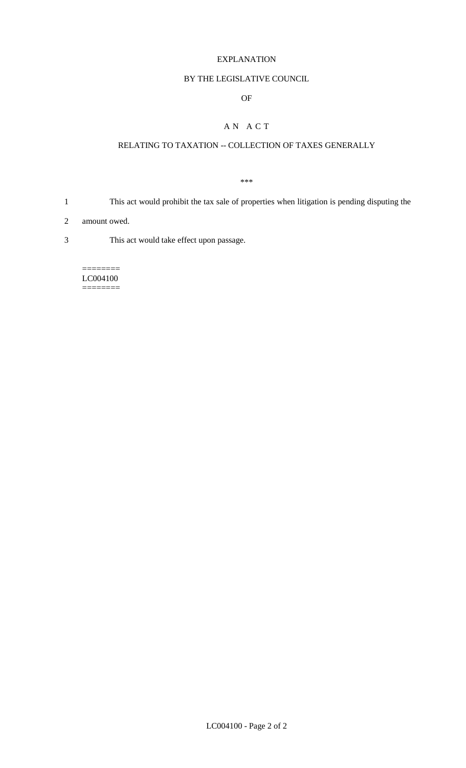EXPLANATION

BY THE LEGISLATIVE COUNCIL

OF

A N A C T

RELATING TO TAXATION -- COLLECTION OF TAXES GENERALLY

\*\*\*

1 This act would prohibit the tax sale of properties when litigation is pending disputing the

2 amount owed.

3 This act would take effect upon passage.

========
LC004100
========